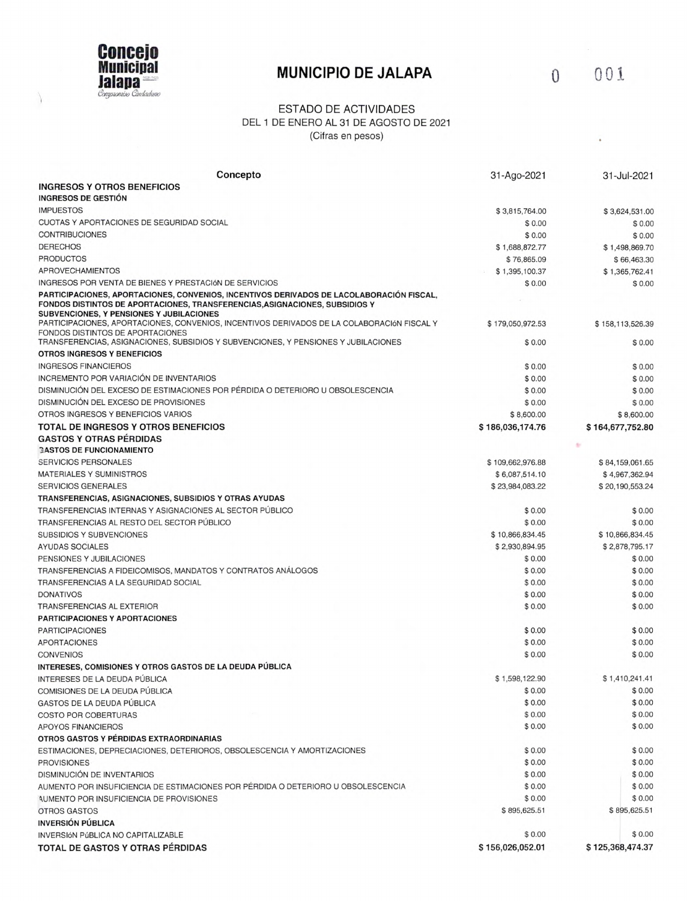**Concejo Municipal Jalapa**
*Compromiso Ciudadano*

# MUNICIPIO DE JALAPA

0 001

## ESTADO DE ACTIVIDADES
DEL 1 DE ENERO AL 31 DE AGOSTO DE 2021
(Cifras en pesos)

| Concepto | 31-Ago-2021 | 31-Jul-2021 |
|---|---|---|
| **INGRESOS Y OTROS BENEFICIOS** | | |
| **INGRESOS DE GESTIÓN** | | |
| IMPUESTOS | $ 3,815,764.00 | $ 3,624,531.00 |
| CUOTAS Y APORTACIONES DE SEGURIDAD SOCIAL | $ 0.00 | $ 0.00 |
| CONTRIBUCIONES | $ 0.00 | $ 0.00 |
| DERECHOS | $ 1,688,872.77 | $ 1,498,869.70 |
| PRODUCTOS | $ 76,865.09 | $ 66,463.30 |
| APROVECHAMIENTOS | $ 1,395,100.37 | $ 1,365,762.41 |
| INGRESOS POR VENTA DE BIENES Y PRESTACIóN DE SERVICIOS | $ 0.00 | $ 0.00 |
| **PARTICIPACIONES, APORTACIONES, CONVENIOS, INCENTIVOS DERIVADOS DE LACOLABORACIÓN FISCAL, FONDOS DISTINTOS DE APORTACIONES, TRANSFERENCIAS,ASIGNACIONES, SUBSIDIOS Y SUBVENCIONES, Y PENSIONES Y JUBILACIONES** | | |
| PARTICIPACIONES, APORTACIONES, CONVENIOS, INCENTIVOS DERIVADOS DE LA COLABORACIóN FISCAL Y FONDOS DISTINTOS DE APORTACIONES | $ 179,050,972.53 | $ 158,113,526.39 |
| TRANSFERENCIAS, ASIGNACIONES, SUBSIDIOS Y SUBVENCIONES, Y PENSIONES Y JUBILACIONES | $ 0.00 | $ 0.00 |
| **OTROS INGRESOS Y BENEFICIOS** | | |
| INGRESOS FINANCIEROS | $ 0.00 | $ 0.00 |
| INCREMENTO POR VARIACIÓN DE INVENTARIOS | $ 0.00 | $ 0.00 |
| DISMINUCIÓN DEL EXCESO DE ESTIMACIONES POR PÉRDIDA O DETERIORO U OBSOLESCENCIA | $ 0.00 | $ 0.00 |
| DISMINUCIÓN DEL EXCESO DE PROVISIONES | $ 0.00 | $ 0.00 |
| OTROS INGRESOS Y BENEFICIOS VARIOS | $ 8,600.00 | $ 8,600.00 |
| **TOTAL DE INGRESOS Y OTROS BENEFICIOS** | **$ 186,036,174.76** | **$ 164,677,752.80** |
| **GASTOS Y OTRAS PÉRDIDAS** | | |
| **GASTOS DE FUNCIONAMIENTO** | | |
| SERVICIOS PERSONALES | $ 109,662,976.88 | $ 84,159,061.65 |
| MATERIALES Y SUMINISTROS | $ 6,087,514.10 | $ 4,967,362.94 |
| SERVICIOS GENERALES | $ 23,984,083.22 | $ 20,190,553.24 |
| **TRANSFERENCIAS, ASIGNACIONES, SUBSIDIOS Y OTRAS AYUDAS** | | |
| TRANSFERENCIAS INTERNAS Y ASIGNACIONES AL SECTOR PÚBLICO | $ 0.00 | $ 0.00 |
| TRANSFERENCIAS AL RESTO DEL SECTOR PÚBLICO | $ 0.00 | $ 0.00 |
| SUBSIDIOS Y SUBVENCIONES | $ 10,866,834.45 | $ 10,866,834.45 |
| AYUDAS SOCIALES | $ 2,930,894.95 | $ 2,878,795.17 |
| PENSIONES Y JUBILACIONES | $ 0.00 | $ 0.00 |
| TRANSFERENCIAS A FIDEICOMISOS, MANDATOS Y CONTRATOS ANÁLOGOS | $ 0.00 | $ 0.00 |
| TRANSFERENCIAS A LA SEGURIDAD SOCIAL | $ 0.00 | $ 0.00 |
| DONATIVOS | $ 0.00 | $ 0.00 |
| TRANSFERENCIAS AL EXTERIOR | $ 0.00 | $ 0.00 |
| **PARTICIPACIONES Y APORTACIONES** | | |
| PARTICIPACIONES | $ 0.00 | $ 0.00 |
| APORTACIONES | $ 0.00 | $ 0.00 |
| CONVENIOS | $ 0.00 | $ 0.00 |
| **INTERESES, COMISIONES Y OTROS GASTOS DE LA DEUDA PÚBLICA** | | |
| INTERESES DE LA DEUDA PÚBLICA | $ 1,598,122.90 | $ 1,410,241.41 |
| COMISIONES DE LA DEUDA PÚBLICA | $ 0.00 | $ 0.00 |
| GASTOS DE LA DEUDA PÚBLICA | $ 0.00 | $ 0.00 |
| COSTO POR COBERTURAS | $ 0.00 | $ 0.00 |
| APOYOS FINANCIEROS | $ 0.00 | $ 0.00 |
| **OTROS GASTOS Y PÉRDIDAS EXTRAORDINARIAS** | | |
| ESTIMACIONES, DEPRECIACIONES, DETERIOROS, OBSOLESCENCIA Y AMORTIZACIONES | $ 0.00 | $ 0.00 |
| PROVISIONES | $ 0.00 | $ 0.00 |
| DISMINUCIÓN DE INVENTARIOS | $ 0.00 | $ 0.00 |
| AUMENTO POR INSUFICIENCIA DE ESTIMACIONES POR PÉRDIDA O DETERIORO U OBSOLESCENCIA | $ 0.00 | $ 0.00 |
| AUMENTO POR INSUFICIENCIA DE PROVISIONES | $ 0.00 | $ 0.00 |
| OTROS GASTOS | $ 895,625.51 | $ 895,625.51 |
| **INVERSIÓN PÚBLICA** | | |
| INVERSIóN PúBLICA NO CAPITALIZABLE | $ 0.00 | $ 0.00 |
| **TOTAL DE GASTOS Y OTRAS PÉRDIDAS** | **$ 156,026,052.01** | **$ 125,368,474.37** |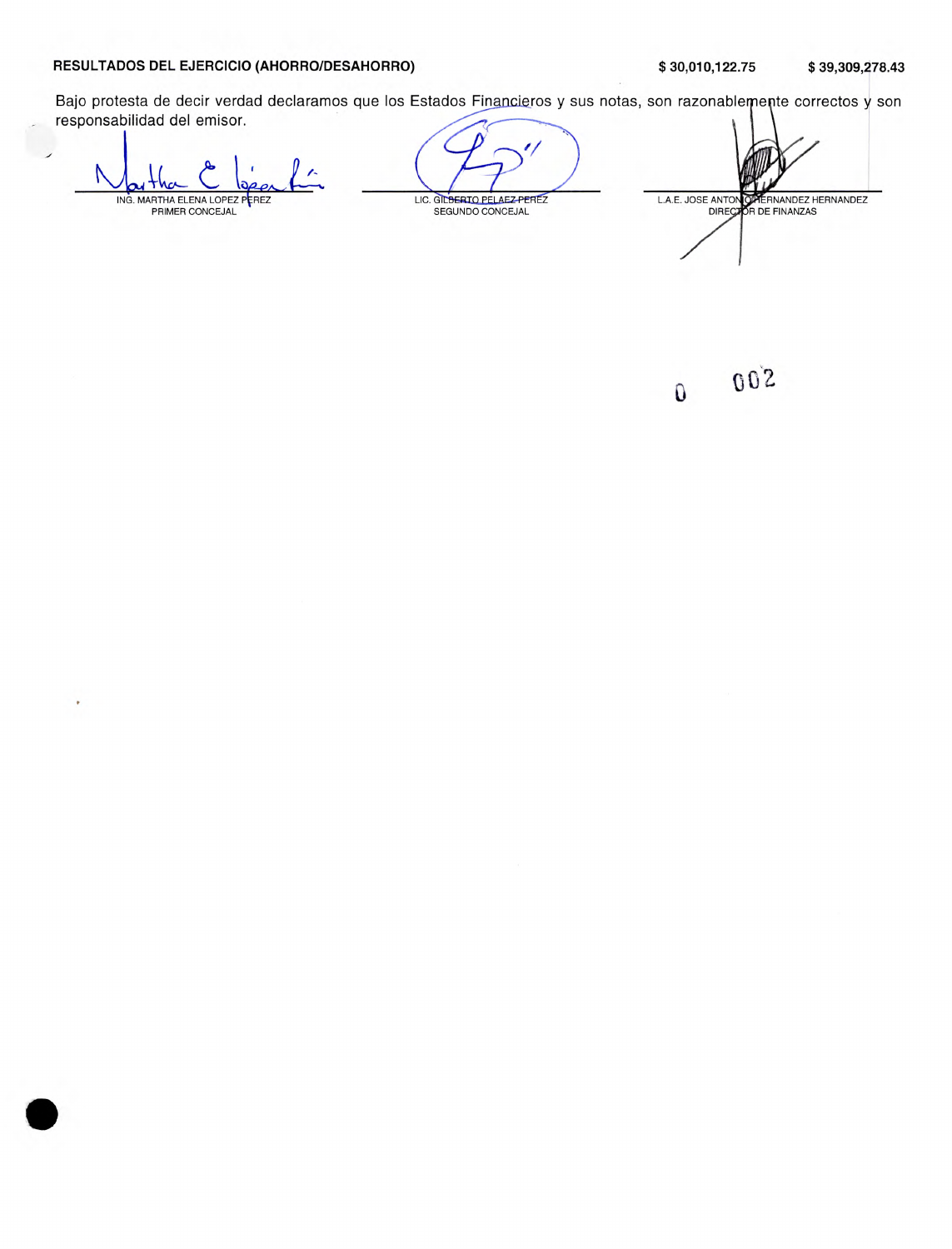| | | |
|---|---|---|
| **RESULTADOS DEL EJERCICIO (AHORRO/DESAHORRO)** | **$ 30,010,122.75** | **$ 39,309,278.43** |

Bajo protesta de decir verdad declaramos que los Estados Financieros y sus notas, son razonablemente correctos y son responsabilidad del emisor.

| | | |
|---|---|---|
| ING. MARTHA ELENA LOPEZ PEREZ<br>PRIMER CONCEJAL | LIC. GILBERTO PELAEZ PEREZ<br>SEGUNDO CONCEJAL | L.A.E. JOSE ANTONIO HERNANDEZ HERNANDEZ<br>DIRECTOR DE FINANZAS |

0 002